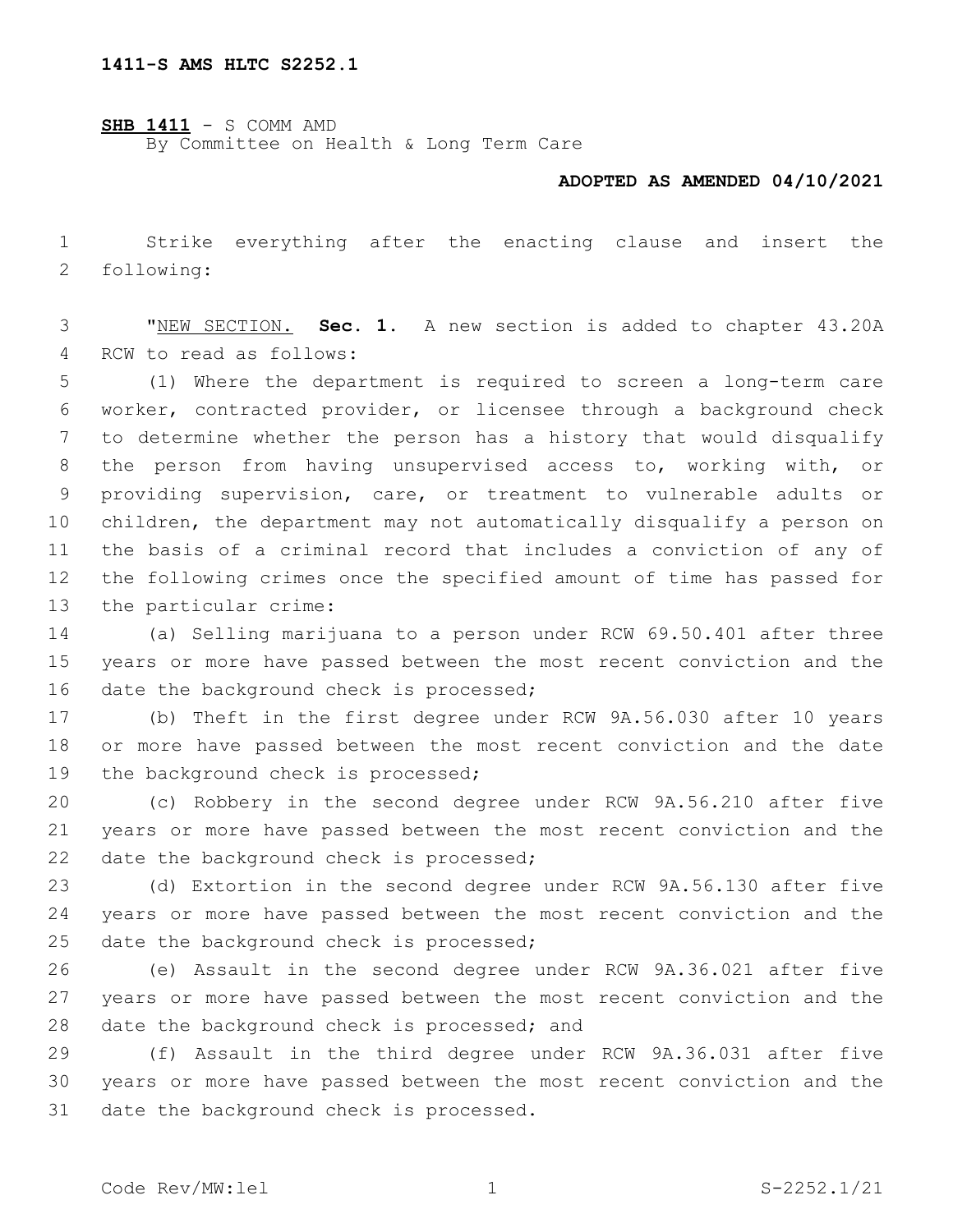**1411-S AMS HLTC S2252.1**

**SHB 1411** - S COMM AMD
By Committee on Health & Long Term Care

**ADOPTED AS AMENDED 04/10/2021**

Strike everything after the enacting clause and insert the following:

"NEW SECTION. **Sec. 1.** A new section is added to chapter 43.20A RCW to read as follows:

(1) Where the department is required to screen a long-term care worker, contracted provider, or licensee through a background check to determine whether the person has a history that would disqualify the person from having unsupervised access to, working with, or providing supervision, care, or treatment to vulnerable adults or children, the department may not automatically disqualify a person on the basis of a criminal record that includes a conviction of any of the following crimes once the specified amount of time has passed for the particular crime:

(a) Selling marijuana to a person under RCW 69.50.401 after three years or more have passed between the most recent conviction and the date the background check is processed;

(b) Theft in the first degree under RCW 9A.56.030 after 10 years or more have passed between the most recent conviction and the date the background check is processed;

(c) Robbery in the second degree under RCW 9A.56.210 after five years or more have passed between the most recent conviction and the date the background check is processed;

(d) Extortion in the second degree under RCW 9A.56.130 after five years or more have passed between the most recent conviction and the date the background check is processed;

(e) Assault in the second degree under RCW 9A.36.021 after five years or more have passed between the most recent conviction and the date the background check is processed; and

(f) Assault in the third degree under RCW 9A.36.031 after five years or more have passed between the most recent conviction and the date the background check is processed.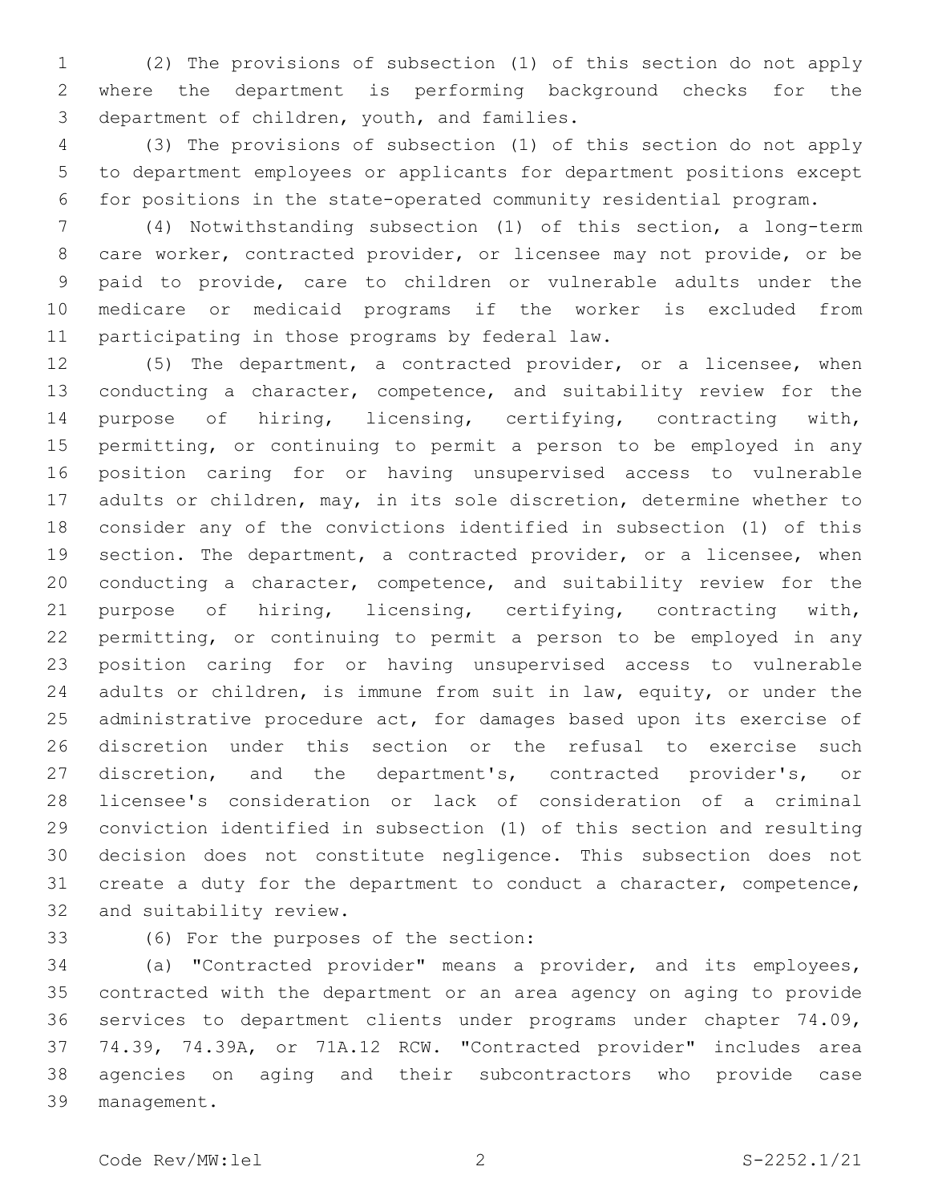(2) The provisions of subsection (1) of this section do not apply where the department is performing background checks for the department of children, youth, and families.

(3) The provisions of subsection (1) of this section do not apply to department employees or applicants for department positions except for positions in the state-operated community residential program.

(4) Notwithstanding subsection (1) of this section, a long-term care worker, contracted provider, or licensee may not provide, or be paid to provide, care to children or vulnerable adults under the medicare or medicaid programs if the worker is excluded from participating in those programs by federal law.

(5) The department, a contracted provider, or a licensee, when conducting a character, competence, and suitability review for the purpose of hiring, licensing, certifying, contracting with, permitting, or continuing to permit a person to be employed in any position caring for or having unsupervised access to vulnerable adults or children, may, in its sole discretion, determine whether to consider any of the convictions identified in subsection (1) of this section. The department, a contracted provider, or a licensee, when conducting a character, competence, and suitability review for the purpose of hiring, licensing, certifying, contracting with, permitting, or continuing to permit a person to be employed in any position caring for or having unsupervised access to vulnerable adults or children, is immune from suit in law, equity, or under the administrative procedure act, for damages based upon its exercise of discretion under this section or the refusal to exercise such discretion, and the department's, contracted provider's, or licensee's consideration or lack of consideration of a criminal conviction identified in subsection (1) of this section and resulting decision does not constitute negligence. This subsection does not create a duty for the department to conduct a character, competence, and suitability review.

(6) For the purposes of the section:

(a) "Contracted provider" means a provider, and its employees, contracted with the department or an area agency on aging to provide services to department clients under programs under chapter 74.09, 74.39, 74.39A, or 71A.12 RCW. "Contracted provider" includes area agencies on aging and their subcontractors who provide case management.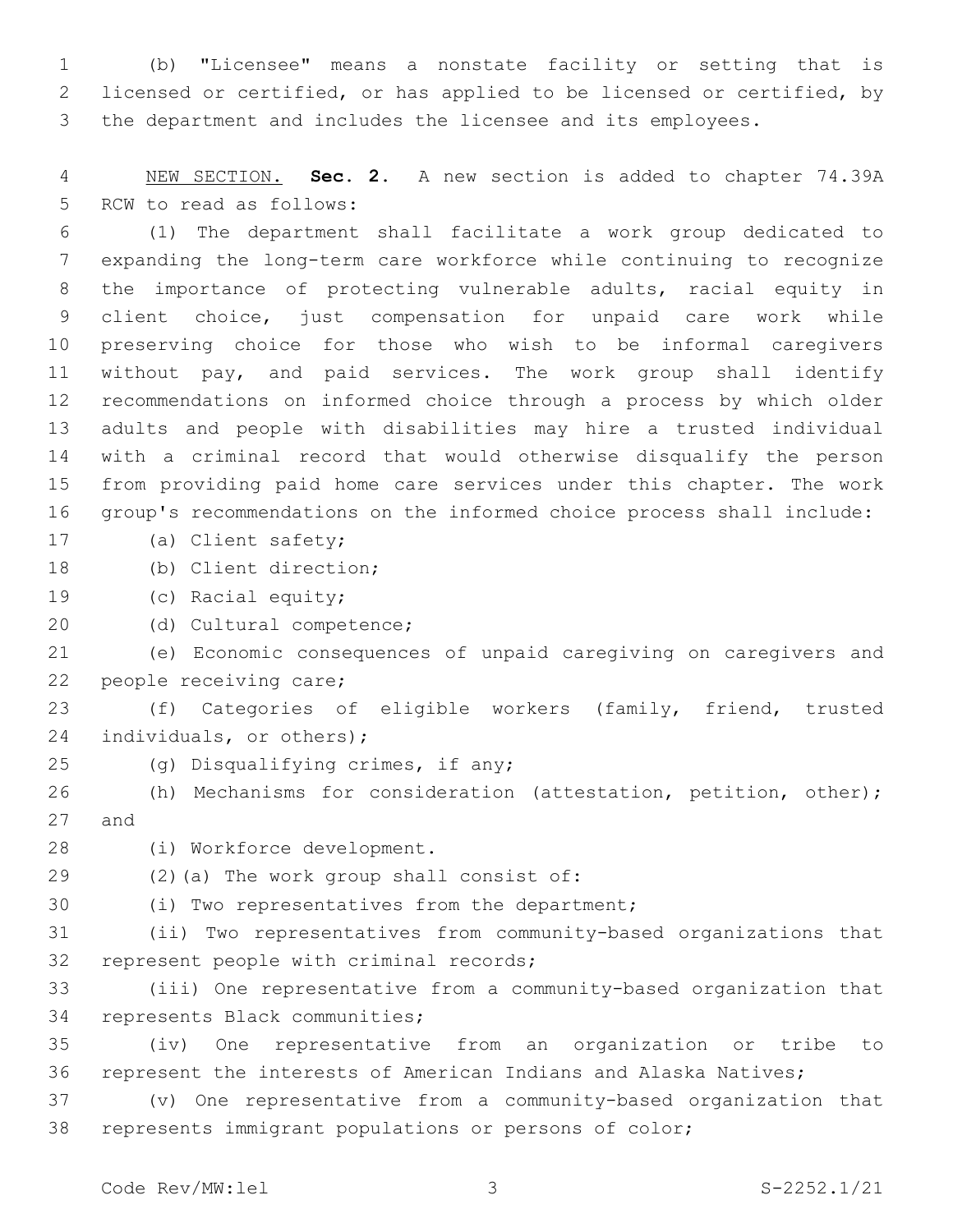(b) "Licensee" means a nonstate facility or setting that is licensed or certified, or has applied to be licensed or certified, by the department and includes the licensee and its employees.

NEW SECTION. **Sec. 2.** A new section is added to chapter 74.39A RCW to read as follows:

(1) The department shall facilitate a work group dedicated to expanding the long-term care workforce while continuing to recognize the importance of protecting vulnerable adults, racial equity in client choice, just compensation for unpaid care work while preserving choice for those who wish to be informal caregivers without pay, and paid services. The work group shall identify recommendations on informed choice through a process by which older adults and people with disabilities may hire a trusted individual with a criminal record that would otherwise disqualify the person from providing paid home care services under this chapter. The work group's recommendations on the informed choice process shall include:

(a) Client safety;

(b) Client direction;

(c) Racial equity;

(d) Cultural competence;

(e) Economic consequences of unpaid caregiving on caregivers and people receiving care;

(f) Categories of eligible workers (family, friend, trusted individuals, or others);

(g) Disqualifying crimes, if any;

(h) Mechanisms for consideration (attestation, petition, other); and

(i) Workforce development.

(2)(a) The work group shall consist of:

(i) Two representatives from the department;

(ii) Two representatives from community-based organizations that represent people with criminal records;

(iii) One representative from a community-based organization that represents Black communities;

(iv) One representative from an organization or tribe to represent the interests of American Indians and Alaska Natives;

(v) One representative from a community-based organization that represents immigrant populations or persons of color;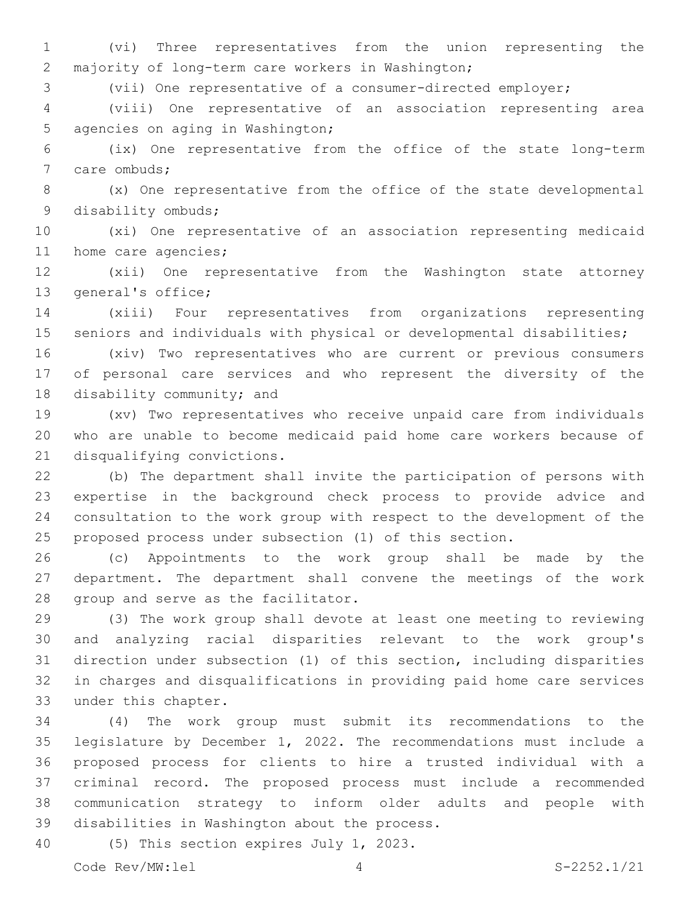(vi) Three representatives from the union representing the majority of long-term care workers in Washington;

(vii) One representative of a consumer-directed employer;

(viii) One representative of an association representing area agencies on aging in Washington;

(ix) One representative from the office of the state long-term care ombuds;

(x) One representative from the office of the state developmental disability ombuds;

(xi) One representative of an association representing medicaid home care agencies;

(xii) One representative from the Washington state attorney general's office;

(xiii) Four representatives from organizations representing seniors and individuals with physical or developmental disabilities;

(xiv) Two representatives who are current or previous consumers of personal care services and who represent the diversity of the disability community; and

(xv) Two representatives who receive unpaid care from individuals who are unable to become medicaid paid home care workers because of disqualifying convictions.

(b) The department shall invite the participation of persons with expertise in the background check process to provide advice and consultation to the work group with respect to the development of the proposed process under subsection (1) of this section.

(c) Appointments to the work group shall be made by the department. The department shall convene the meetings of the work group and serve as the facilitator.

(3) The work group shall devote at least one meeting to reviewing and analyzing racial disparities relevant to the work group's direction under subsection (1) of this section, including disparities in charges and disqualifications in providing paid home care services under this chapter.

(4) The work group must submit its recommendations to the legislature by December 1, 2022. The recommendations must include a proposed process for clients to hire a trusted individual with a criminal record. The proposed process must include a recommended communication strategy to inform older adults and people with disabilities in Washington about the process.

(5) This section expires July 1, 2023.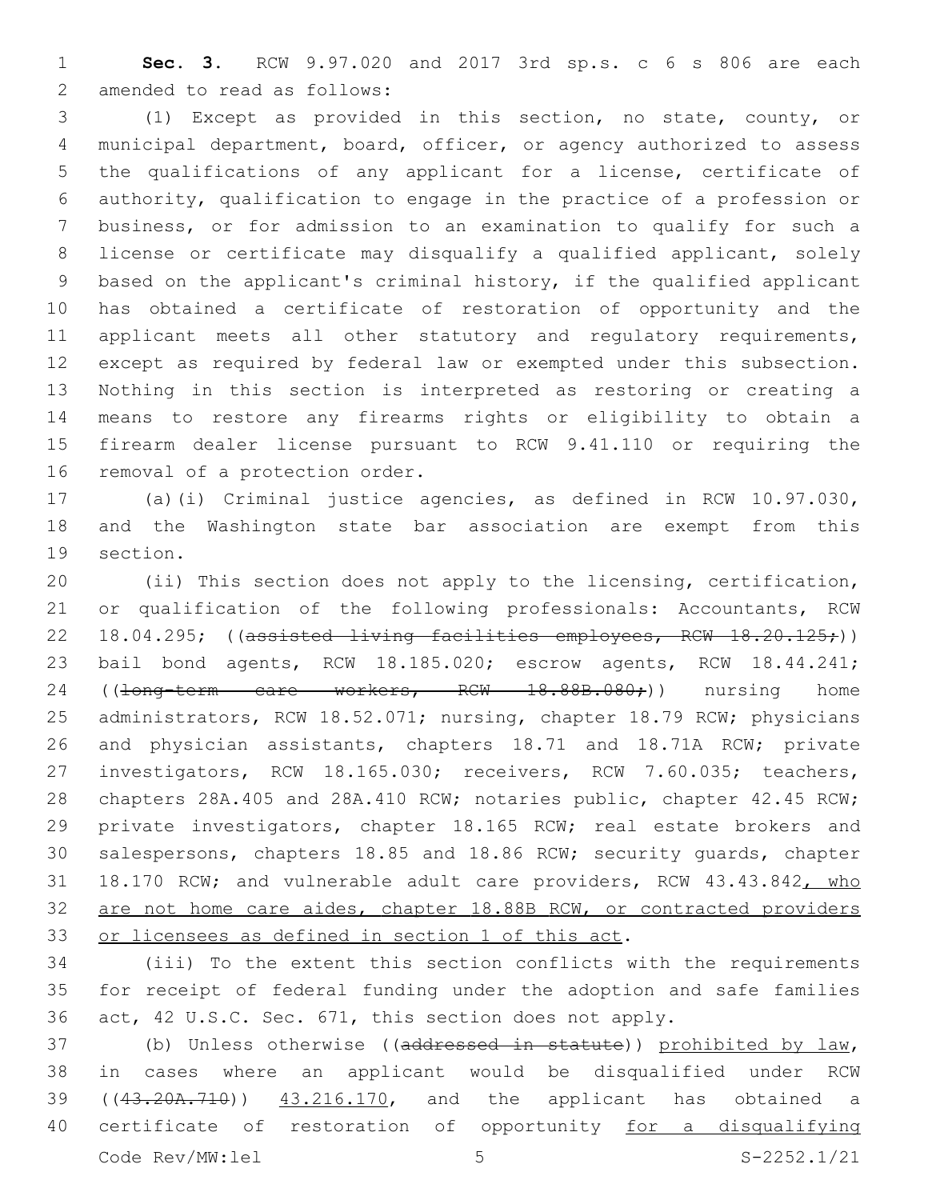**Sec. 3.** RCW 9.97.020 and 2017 3rd sp.s. c 6 s 806 are each amended to read as follows:

(1) Except as provided in this section, no state, county, or municipal department, board, officer, or agency authorized to assess the qualifications of any applicant for a license, certificate of authority, qualification to engage in the practice of a profession or business, or for admission to an examination to qualify for such a license or certificate may disqualify a qualified applicant, solely based on the applicant's criminal history, if the qualified applicant has obtained a certificate of restoration of opportunity and the applicant meets all other statutory and regulatory requirements, except as required by federal law or exempted under this subsection. Nothing in this section is interpreted as restoring or creating a means to restore any firearms rights or eligibility to obtain a firearm dealer license pursuant to RCW 9.41.110 or requiring the removal of a protection order.

(a)(i) Criminal justice agencies, as defined in RCW 10.97.030, and the Washington state bar association are exempt from this section.

(ii) This section does not apply to the licensing, certification, or qualification of the following professionals: Accountants, RCW 18.04.295; ((~~assisted living facilities employees, RCW 18.20.125;~~)) bail bond agents, RCW 18.185.020; escrow agents, RCW 18.44.241; ((~~long-term care workers, RCW 18.88B.080;~~)) nursing home administrators, RCW 18.52.071; nursing, chapter 18.79 RCW; physicians and physician assistants, chapters 18.71 and 18.71A RCW; private investigators, RCW 18.165.030; receivers, RCW 7.60.035; teachers, chapters 28A.405 and 28A.410 RCW; notaries public, chapter 42.45 RCW; private investigators, chapter 18.165 RCW; real estate brokers and salespersons, chapters 18.85 and 18.86 RCW; security guards, chapter 18.170 RCW; and vulnerable adult care providers, RCW 43.43.842<u>, who are not home care aides, chapter 18.88B RCW, or contracted providers or licensees as defined in section 1 of this act</u>.

(iii) To the extent this section conflicts with the requirements for receipt of federal funding under the adoption and safe families act, 42 U.S.C. Sec. 671, this section does not apply.

(b) Unless otherwise ((~~addressed in statute~~)) <u>prohibited by law</u>, in cases where an applicant would be disqualified under RCW ((~~43.20A.710~~)) <u>43.216.170</u>, and the applicant has obtained a certificate of restoration of opportunity <u>for a disqualifying</u>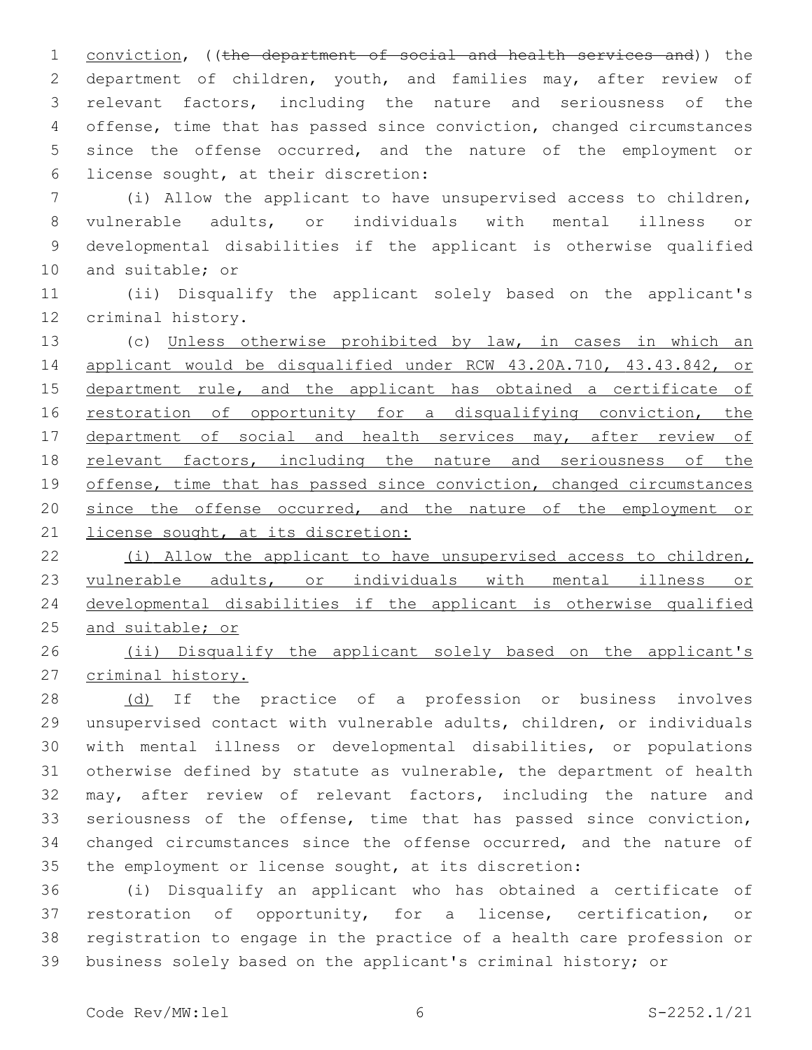conviction, ((~~the department of social and health services and~~)) the department of children, youth, and families may, after review of relevant factors, including the nature and seriousness of the offense, time that has passed since conviction, changed circumstances since the offense occurred, and the nature of the employment or license sought, at their discretion:

(i) Allow the applicant to have unsupervised access to children, vulnerable adults, or individuals with mental illness or developmental disabilities if the applicant is otherwise qualified and suitable; or

(ii) Disqualify the applicant solely based on the applicant's criminal history.

(c) <u>Unless otherwise prohibited by law, in cases in which an applicant would be disqualified under RCW 43.20A.710, 43.43.842, or department rule, and the applicant has obtained a certificate of restoration of opportunity for a disqualifying conviction, the department of social and health services may, after review of relevant factors, including the nature and seriousness of the offense, time that has passed since conviction, changed circumstances since the offense occurred, and the nature of the employment or license sought, at its discretion:</u>

<u>(i) Allow the applicant to have unsupervised access to children, vulnerable adults, or individuals with mental illness or developmental disabilities if the applicant is otherwise qualified and suitable; or</u>

<u>(ii) Disqualify the applicant solely based on the applicant's criminal history.</u>

<u>(d)</u> If the practice of a profession or business involves unsupervised contact with vulnerable adults, children, or individuals with mental illness or developmental disabilities, or populations otherwise defined by statute as vulnerable, the department of health may, after review of relevant factors, including the nature and seriousness of the offense, time that has passed since conviction, changed circumstances since the offense occurred, and the nature of the employment or license sought, at its discretion:

(i) Disqualify an applicant who has obtained a certificate of restoration of opportunity, for a license, certification, or registration to engage in the practice of a health care profession or business solely based on the applicant's criminal history; or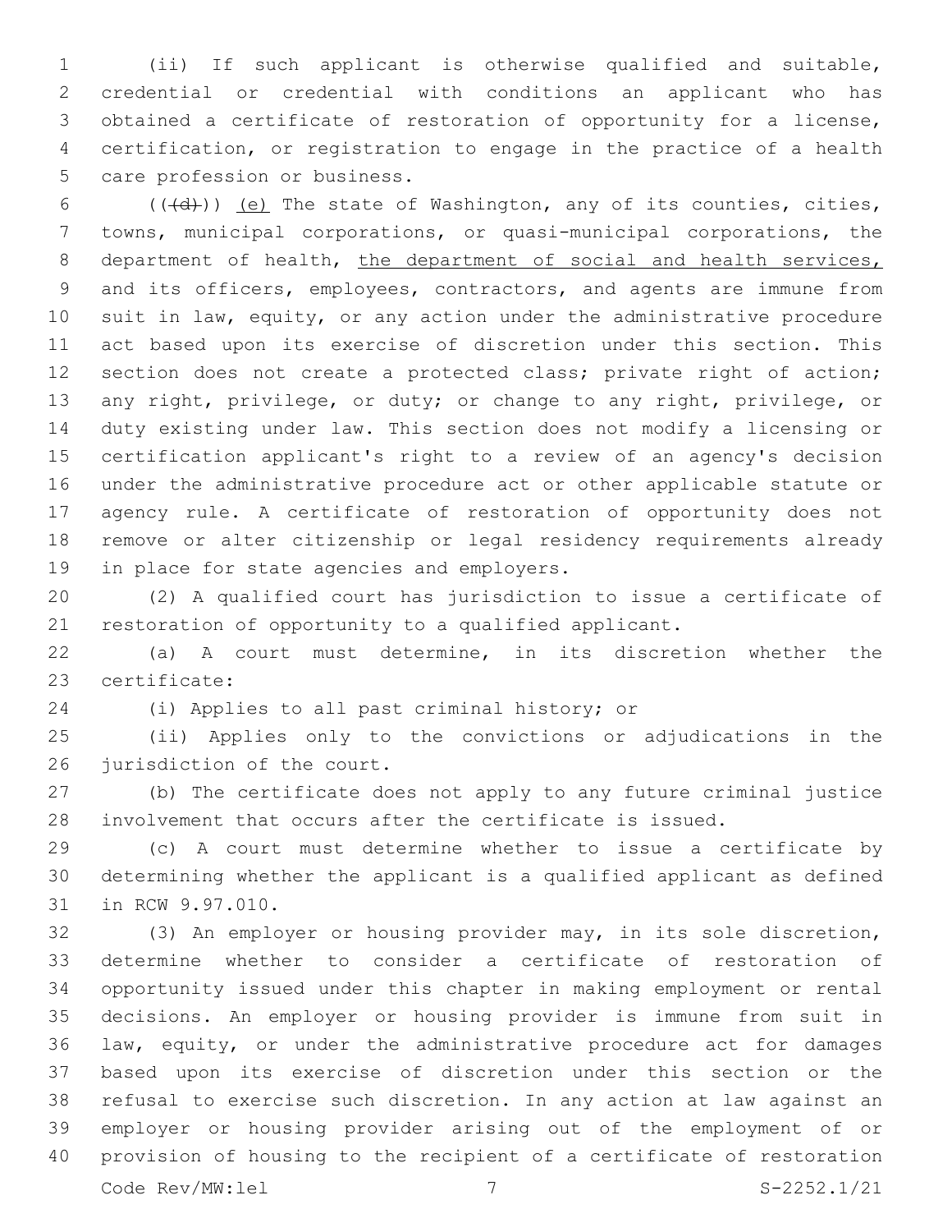(ii) If such applicant is otherwise qualified and suitable, credential or credential with conditions an applicant who has obtained a certificate of restoration of opportunity for a license, certification, or registration to engage in the practice of a health care profession or business.

(~~(d)~~) <u>(e)</u> The state of Washington, any of its counties, cities, towns, municipal corporations, or quasi-municipal corporations, the department of health, <u>the department of social and health services,</u> and its officers, employees, contractors, and agents are immune from suit in law, equity, or any action under the administrative procedure act based upon its exercise of discretion under this section. This section does not create a protected class; private right of action; any right, privilege, or duty; or change to any right, privilege, or duty existing under law. This section does not modify a licensing or certification applicant's right to a review of an agency's decision under the administrative procedure act or other applicable statute or agency rule. A certificate of restoration of opportunity does not remove or alter citizenship or legal residency requirements already in place for state agencies and employers.

(2) A qualified court has jurisdiction to issue a certificate of restoration of opportunity to a qualified applicant.

(a) A court must determine, in its discretion whether the certificate:

(i) Applies to all past criminal history; or

(ii) Applies only to the convictions or adjudications in the jurisdiction of the court.

(b) The certificate does not apply to any future criminal justice involvement that occurs after the certificate is issued.

(c) A court must determine whether to issue a certificate by determining whether the applicant is a qualified applicant as defined in RCW 9.97.010.

(3) An employer or housing provider may, in its sole discretion, determine whether to consider a certificate of restoration of opportunity issued under this chapter in making employment or rental decisions. An employer or housing provider is immune from suit in law, equity, or under the administrative procedure act for damages based upon its exercise of discretion under this section or the refusal to exercise such discretion. In any action at law against an employer or housing provider arising out of the employment of or provision of housing to the recipient of a certificate of restoration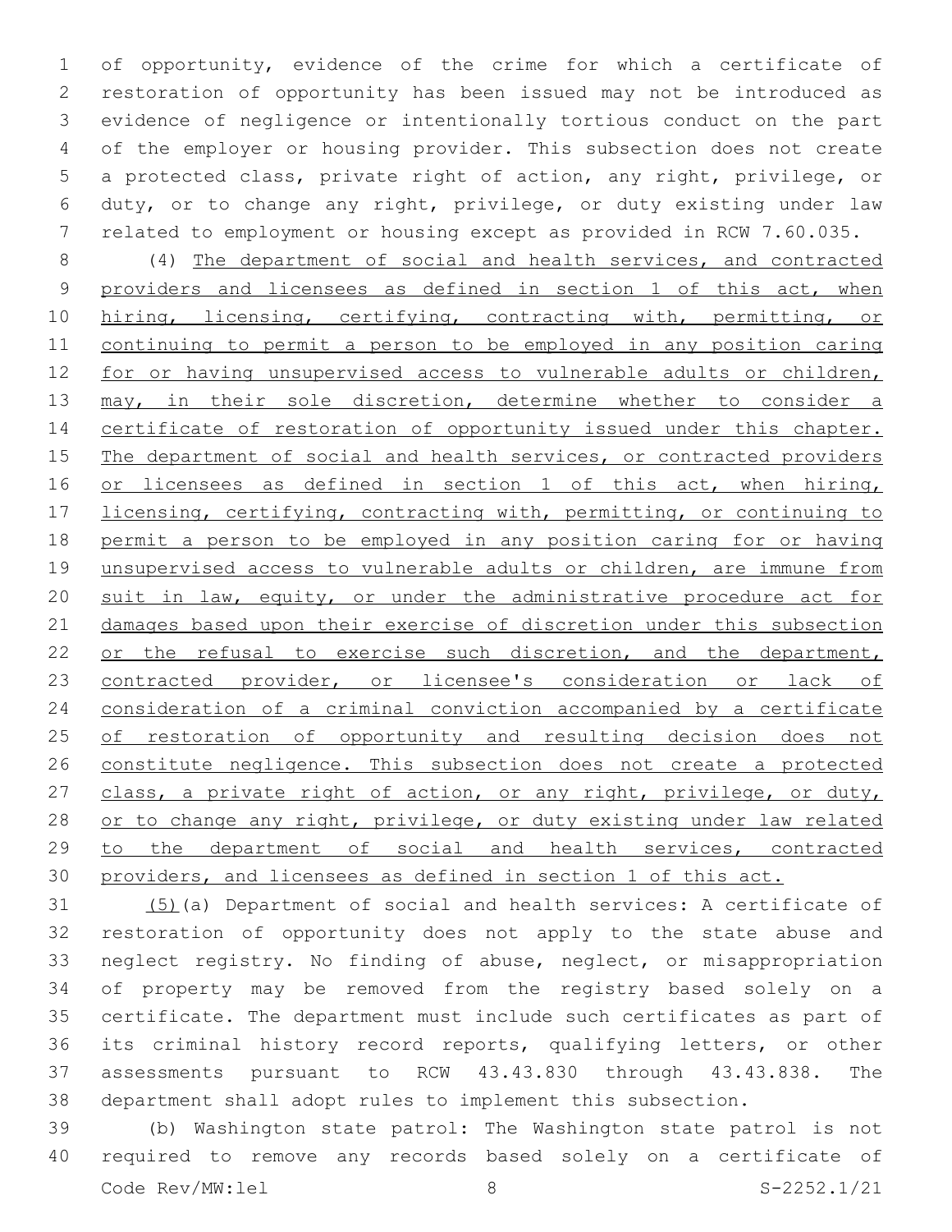of opportunity, evidence of the crime for which a certificate of restoration of opportunity has been issued may not be introduced as evidence of negligence or intentionally tortious conduct on the part of the employer or housing provider. This subsection does not create a protected class, private right of action, any right, privilege, or duty, or to change any right, privilege, or duty existing under law related to employment or housing except as provided in RCW 7.60.035.

(4) <u>The department of social and health services, and contracted providers and licensees as defined in section 1 of this act, when hiring, licensing, certifying, contracting with, permitting, or continuing to permit a person to be employed in any position caring for or having unsupervised access to vulnerable adults or children, may, in their sole discretion, determine whether to consider a certificate of restoration of opportunity issued under this chapter. The department of social and health services, or contracted providers or licensees as defined in section 1 of this act, when hiring, licensing, certifying, contracting with, permitting, or continuing to permit a person to be employed in any position caring for or having unsupervised access to vulnerable adults or children, are immune from suit in law, equity, or under the administrative procedure act for damages based upon their exercise of discretion under this subsection or the refusal to exercise such discretion, and the department, contracted provider, or licensee's consideration or lack of consideration of a criminal conviction accompanied by a certificate of restoration of opportunity and resulting decision does not constitute negligence. This subsection does not create a protected class, a private right of action, or any right, privilege, or duty, or to change any right, privilege, or duty existing under law related to the department of social and health services, contracted providers, and licensees as defined in section 1 of this act.</u>

<u>(5)</u>(a) Department of social and health services: A certificate of restoration of opportunity does not apply to the state abuse and neglect registry. No finding of abuse, neglect, or misappropriation of property may be removed from the registry based solely on a certificate. The department must include such certificates as part of its criminal history record reports, qualifying letters, or other assessments pursuant to RCW 43.43.830 through 43.43.838. The department shall adopt rules to implement this subsection.

(b) Washington state patrol: The Washington state patrol is not required to remove any records based solely on a certificate of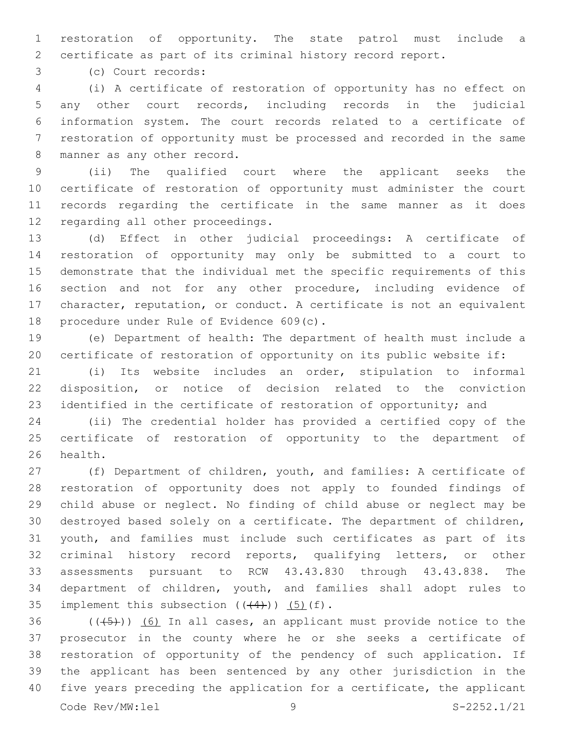restoration of opportunity. The state patrol must include a certificate as part of its criminal history record report.

(c) Court records:

(i) A certificate of restoration of opportunity has no effect on any other court records, including records in the judicial information system. The court records related to a certificate of restoration of opportunity must be processed and recorded in the same manner as any other record.

(ii) The qualified court where the applicant seeks the certificate of restoration of opportunity must administer the court records regarding the certificate in the same manner as it does regarding all other proceedings.

(d) Effect in other judicial proceedings: A certificate of restoration of opportunity may only be submitted to a court to demonstrate that the individual met the specific requirements of this section and not for any other procedure, including evidence of character, reputation, or conduct. A certificate is not an equivalent procedure under Rule of Evidence 609(c).

(e) Department of health: The department of health must include a certificate of restoration of opportunity on its public website if:

(i) Its website includes an order, stipulation to informal disposition, or notice of decision related to the conviction identified in the certificate of restoration of opportunity; and

(ii) The credential holder has provided a certified copy of the certificate of restoration of opportunity to the department of health.

(f) Department of children, youth, and families: A certificate of restoration of opportunity does not apply to founded findings of child abuse or neglect. No finding of child abuse or neglect may be destroyed based solely on a certificate. The department of children, youth, and families must include such certificates as part of its criminal history record reports, qualifying letters, or other assessments pursuant to RCW 43.43.830 through 43.43.838. The department of children, youth, and families shall adopt rules to implement this subsection ((~~(4)~~)) <u>(5)</u>(f).

((~~(5)~~)) <u>(6)</u> In all cases, an applicant must provide notice to the prosecutor in the county where he or she seeks a certificate of restoration of opportunity of the pendency of such application. If the applicant has been sentenced by any other jurisdiction in the five years preceding the application for a certificate, the applicant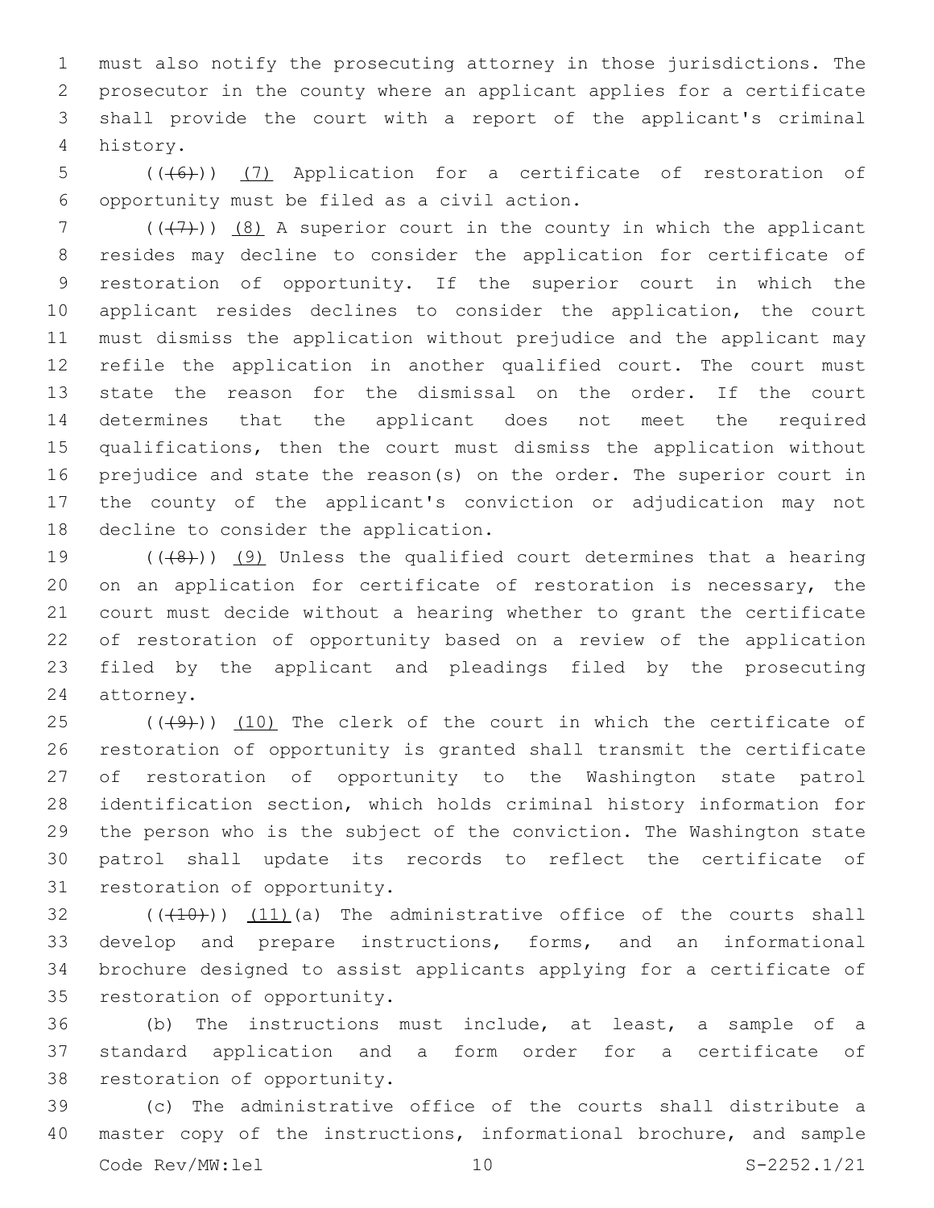must also notify the prosecuting attorney in those jurisdictions. The prosecutor in the county where an applicant applies for a certificate shall provide the court with a report of the applicant's criminal history.

((~~(6)~~)) (7) Application for a certificate of restoration of opportunity must be filed as a civil action.

((~~(7)~~)) (8) A superior court in the county in which the applicant resides may decline to consider the application for certificate of restoration of opportunity. If the superior court in which the applicant resides declines to consider the application, the court must dismiss the application without prejudice and the applicant may refile the application in another qualified court. The court must state the reason for the dismissal on the order. If the court determines that the applicant does not meet the required qualifications, then the court must dismiss the application without prejudice and state the reason(s) on the order. The superior court in the county of the applicant's conviction or adjudication may not decline to consider the application.

((~~(8)~~)) (9) Unless the qualified court determines that a hearing on an application for certificate of restoration is necessary, the court must decide without a hearing whether to grant the certificate of restoration of opportunity based on a review of the application filed by the applicant and pleadings filed by the prosecuting attorney.

((~~(9)~~)) (10) The clerk of the court in which the certificate of restoration of opportunity is granted shall transmit the certificate of restoration of opportunity to the Washington state patrol identification section, which holds criminal history information for the person who is the subject of the conviction. The Washington state patrol shall update its records to reflect the certificate of restoration of opportunity.

((~~(10)~~)) (11)(a) The administrative office of the courts shall develop and prepare instructions, forms, and an informational brochure designed to assist applicants applying for a certificate of restoration of opportunity.

(b) The instructions must include, at least, a sample of a standard application and a form order for a certificate of restoration of opportunity.

(c) The administrative office of the courts shall distribute a master copy of the instructions, informational brochure, and sample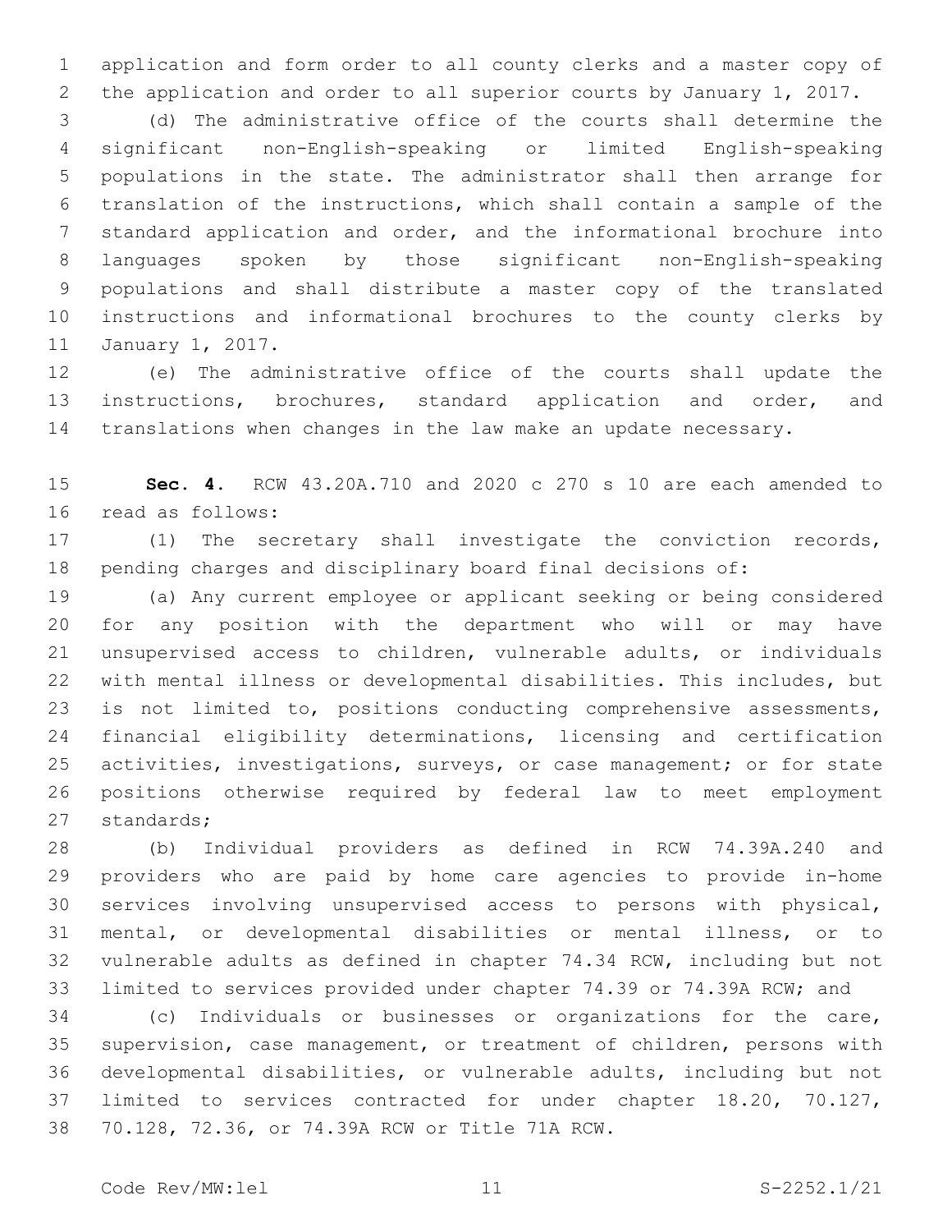application and form order to all county clerks and a master copy of the application and order to all superior courts by January 1, 2017.

(d) The administrative office of the courts shall determine the significant non-English-speaking or limited English-speaking populations in the state. The administrator shall then arrange for translation of the instructions, which shall contain a sample of the standard application and order, and the informational brochure into languages spoken by those significant non-English-speaking populations and shall distribute a master copy of the translated instructions and informational brochures to the county clerks by January 1, 2017.

(e) The administrative office of the courts shall update the instructions, brochures, standard application and order, and translations when changes in the law make an update necessary.

**Sec. 4.** RCW 43.20A.710 and 2020 c 270 s 10 are each amended to read as follows:

(1) The secretary shall investigate the conviction records, pending charges and disciplinary board final decisions of:

(a) Any current employee or applicant seeking or being considered for any position with the department who will or may have unsupervised access to children, vulnerable adults, or individuals with mental illness or developmental disabilities. This includes, but is not limited to, positions conducting comprehensive assessments, financial eligibility determinations, licensing and certification activities, investigations, surveys, or case management; or for state positions otherwise required by federal law to meet employment standards;

(b) Individual providers as defined in RCW 74.39A.240 and providers who are paid by home care agencies to provide in-home services involving unsupervised access to persons with physical, mental, or developmental disabilities or mental illness, or to vulnerable adults as defined in chapter 74.34 RCW, including but not limited to services provided under chapter 74.39 or 74.39A RCW; and

(c) Individuals or businesses or organizations for the care, supervision, case management, or treatment of children, persons with developmental disabilities, or vulnerable adults, including but not limited to services contracted for under chapter 18.20, 70.127, 70.128, 72.36, or 74.39A RCW or Title 71A RCW.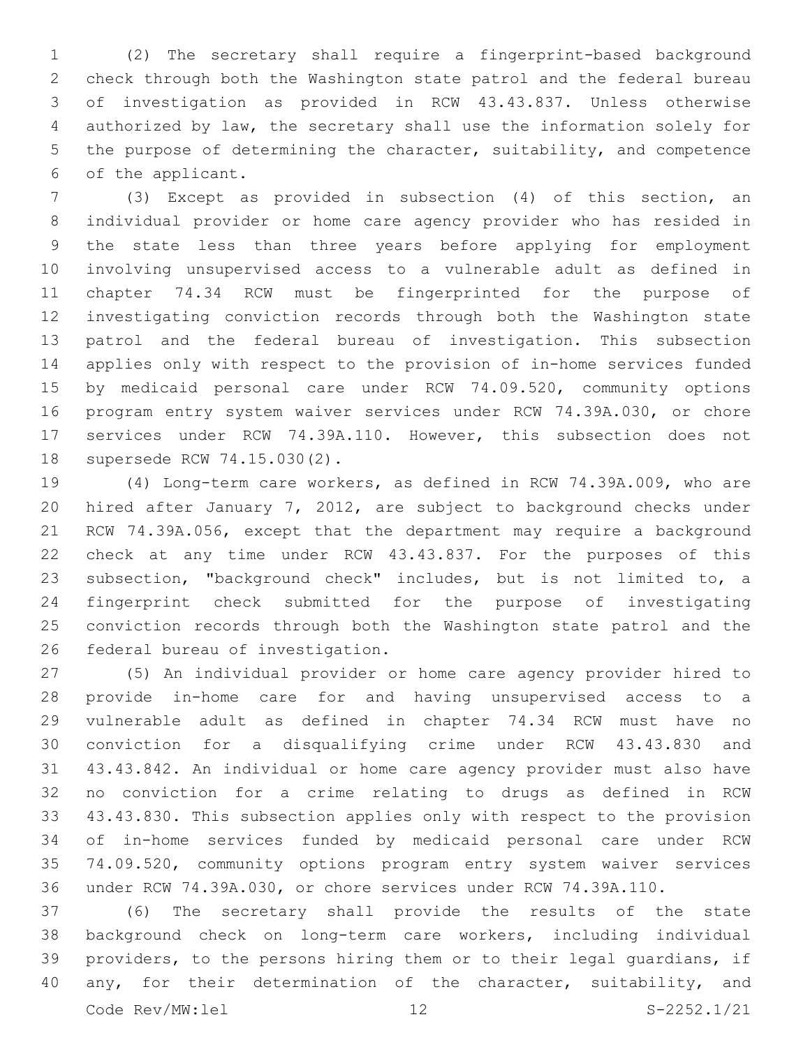(2) The secretary shall require a fingerprint-based background check through both the Washington state patrol and the federal bureau of investigation as provided in RCW 43.43.837. Unless otherwise authorized by law, the secretary shall use the information solely for the purpose of determining the character, suitability, and competence of the applicant.

(3) Except as provided in subsection (4) of this section, an individual provider or home care agency provider who has resided in the state less than three years before applying for employment involving unsupervised access to a vulnerable adult as defined in chapter 74.34 RCW must be fingerprinted for the purpose of investigating conviction records through both the Washington state patrol and the federal bureau of investigation. This subsection applies only with respect to the provision of in-home services funded by medicaid personal care under RCW 74.09.520, community options program entry system waiver services under RCW 74.39A.030, or chore services under RCW 74.39A.110. However, this subsection does not supersede RCW 74.15.030(2).

(4) Long-term care workers, as defined in RCW 74.39A.009, who are hired after January 7, 2012, are subject to background checks under RCW 74.39A.056, except that the department may require a background check at any time under RCW 43.43.837. For the purposes of this subsection, "background check" includes, but is not limited to, a fingerprint check submitted for the purpose of investigating conviction records through both the Washington state patrol and the federal bureau of investigation.

(5) An individual provider or home care agency provider hired to provide in-home care for and having unsupervised access to a vulnerable adult as defined in chapter 74.34 RCW must have no conviction for a disqualifying crime under RCW 43.43.830 and 43.43.842. An individual or home care agency provider must also have no conviction for a crime relating to drugs as defined in RCW 43.43.830. This subsection applies only with respect to the provision of in-home services funded by medicaid personal care under RCW 74.09.520, community options program entry system waiver services under RCW 74.39A.030, or chore services under RCW 74.39A.110.

(6) The secretary shall provide the results of the state background check on long-term care workers, including individual providers, to the persons hiring them or to their legal guardians, if any, for their determination of the character, suitability, and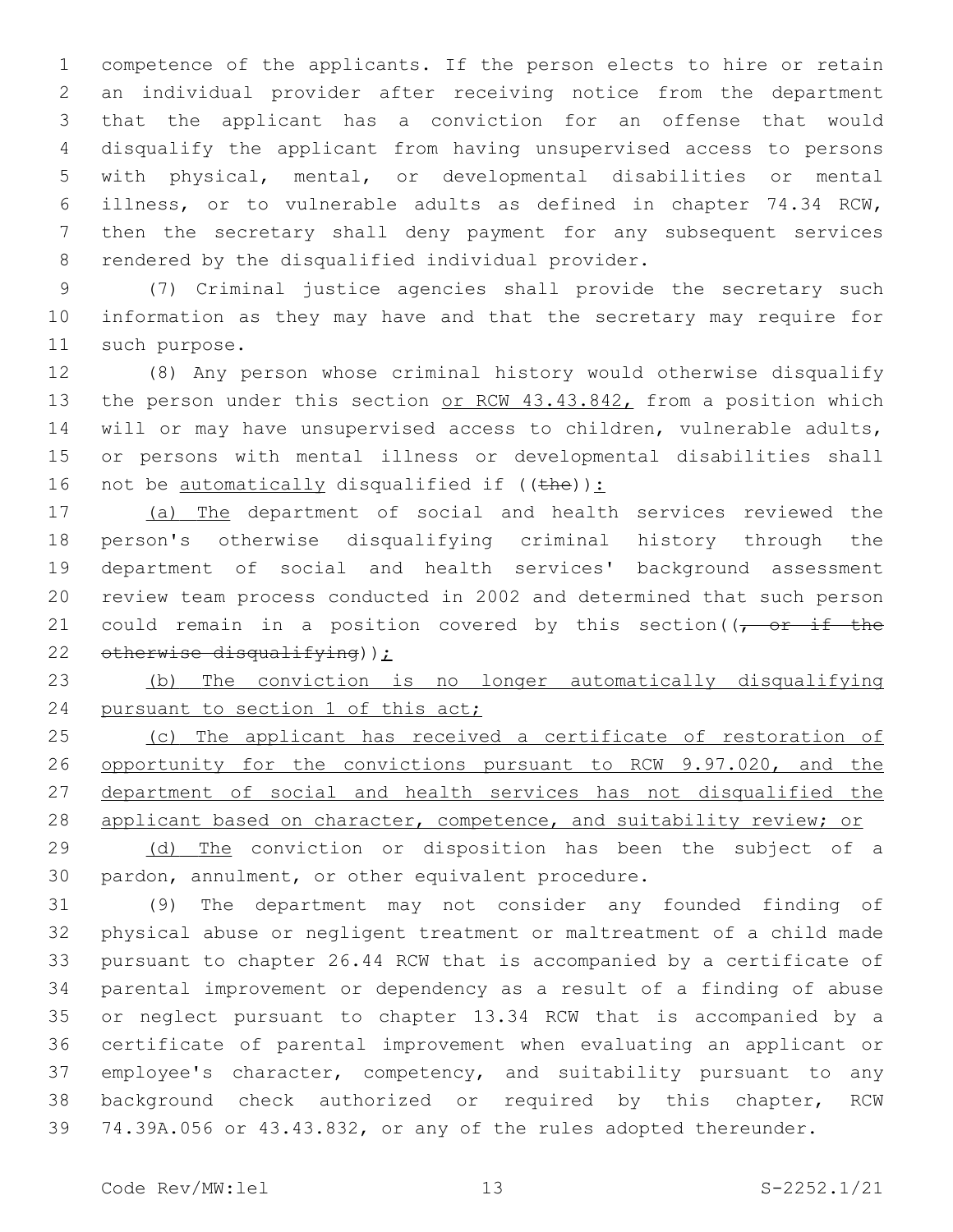competence of the applicants. If the person elects to hire or retain an individual provider after receiving notice from the department that the applicant has a conviction for an offense that would disqualify the applicant from having unsupervised access to persons with physical, mental, or developmental disabilities or mental illness, or to vulnerable adults as defined in chapter 74.34 RCW, then the secretary shall deny payment for any subsequent services rendered by the disqualified individual provider.

(7) Criminal justice agencies shall provide the secretary such information as they may have and that the secretary may require for such purpose.

(8) Any person whose criminal history would otherwise disqualify the person under this section <u>or RCW 43.43.842,</u> from a position which will or may have unsupervised access to children, vulnerable adults, or persons with mental illness or developmental disabilities shall not be <u>automatically</u> disqualified if ((~~the~~))<u>:</u>

<u>(a) The</u> department of social and health services reviewed the person's otherwise disqualifying criminal history through the department of social and health services' background assessment review team process conducted in 2002 and determined that such person could remain in a position covered by this section((~~, or if the otherwise disqualifying~~))<u>;</u>

<u>(b) The conviction is no longer automatically disqualifying pursuant to section 1 of this act;</u>

<u>(c) The applicant has received a certificate of restoration of opportunity for the convictions pursuant to RCW 9.97.020, and the department of social and health services has not disqualified the applicant based on character, competence, and suitability review; or</u>

<u>(d) The</u> conviction or disposition has been the subject of a pardon, annulment, or other equivalent procedure.

(9) The department may not consider any founded finding of physical abuse or negligent treatment or maltreatment of a child made pursuant to chapter 26.44 RCW that is accompanied by a certificate of parental improvement or dependency as a result of a finding of abuse or neglect pursuant to chapter 13.34 RCW that is accompanied by a certificate of parental improvement when evaluating an applicant or employee's character, competency, and suitability pursuant to any background check authorized or required by this chapter, RCW 74.39A.056 or 43.43.832, or any of the rules adopted thereunder.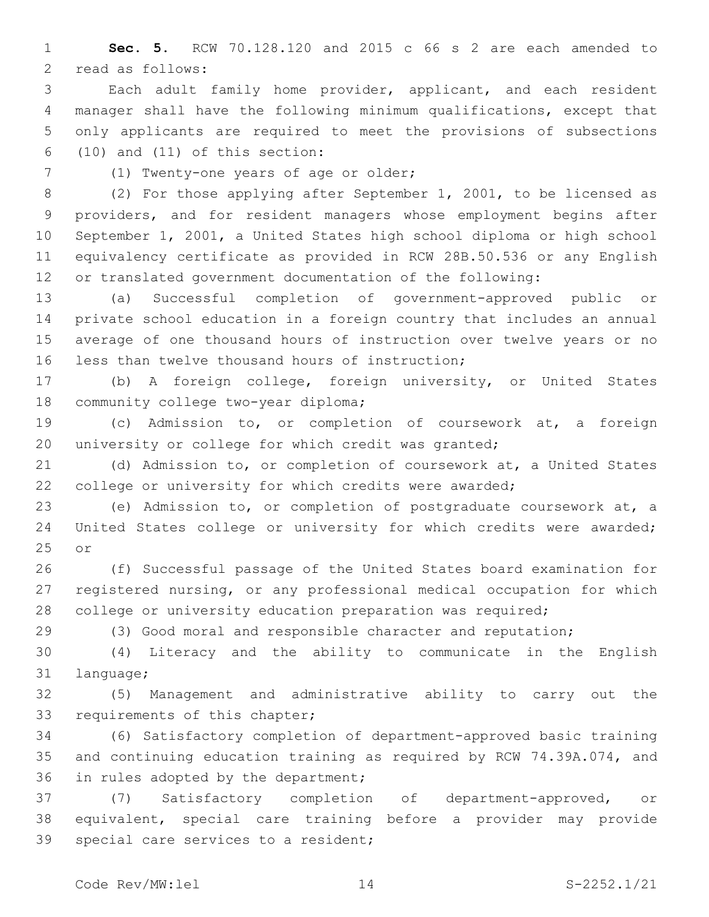**Sec. 5.** RCW 70.128.120 and 2015 c 66 s 2 are each amended to read as follows:

Each adult family home provider, applicant, and each resident manager shall have the following minimum qualifications, except that only applicants are required to meet the provisions of subsections (10) and (11) of this section:

(1) Twenty-one years of age or older;

(2) For those applying after September 1, 2001, to be licensed as providers, and for resident managers whose employment begins after September 1, 2001, a United States high school diploma or high school equivalency certificate as provided in RCW 28B.50.536 or any English or translated government documentation of the following:

(a) Successful completion of government-approved public or private school education in a foreign country that includes an annual average of one thousand hours of instruction over twelve years or no less than twelve thousand hours of instruction;

(b) A foreign college, foreign university, or United States community college two-year diploma;

(c) Admission to, or completion of coursework at, a foreign university or college for which credit was granted;

(d) Admission to, or completion of coursework at, a United States college or university for which credits were awarded;

(e) Admission to, or completion of postgraduate coursework at, a United States college or university for which credits were awarded; or

(f) Successful passage of the United States board examination for registered nursing, or any professional medical occupation for which college or university education preparation was required;

(3) Good moral and responsible character and reputation;

(4) Literacy and the ability to communicate in the English language;

(5) Management and administrative ability to carry out the requirements of this chapter;

(6) Satisfactory completion of department-approved basic training and continuing education training as required by RCW 74.39A.074, and in rules adopted by the department;

(7) Satisfactory completion of department-approved, or equivalent, special care training before a provider may provide special care services to a resident;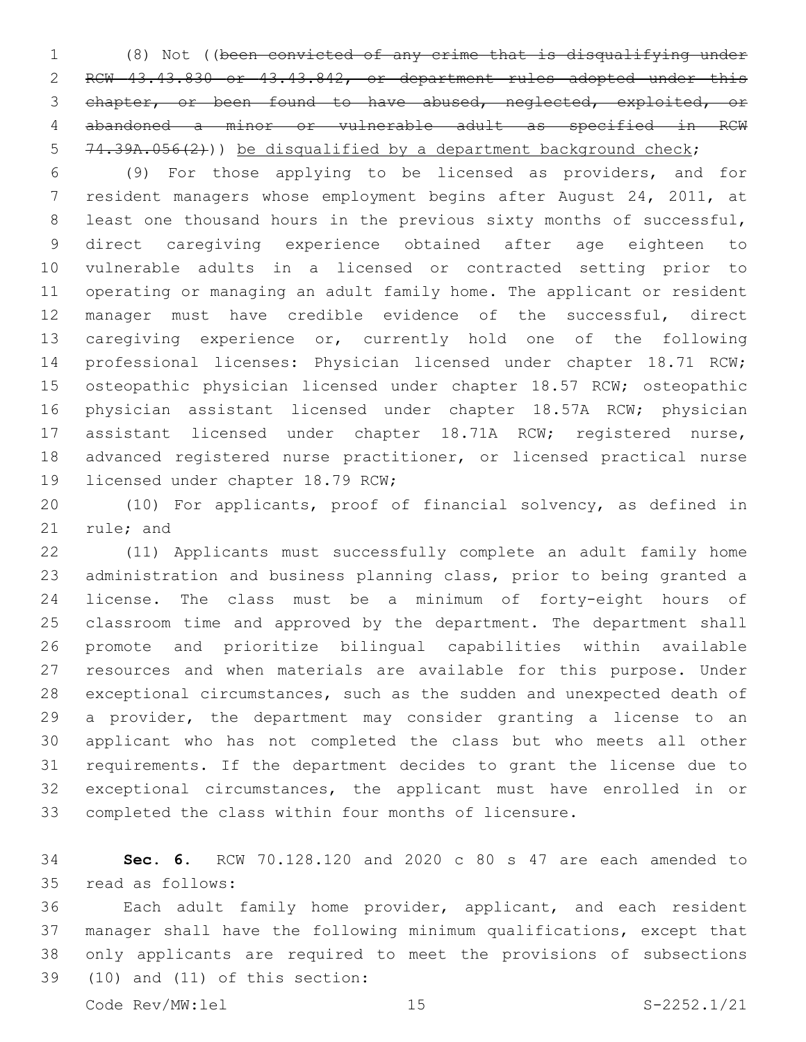(8) Not ((~~been convicted of any crime that is disqualifying under RCW 43.43.830 or 43.43.842, or department rules adopted under this chapter, or been found to have abused, neglected, exploited, or abandoned a minor or vulnerable adult as specified in RCW 74.39A.056(2)~~)) <u>be disqualified by a department background check</u>;

(9) For those applying to be licensed as providers, and for resident managers whose employment begins after August 24, 2011, at least one thousand hours in the previous sixty months of successful, direct caregiving experience obtained after age eighteen to vulnerable adults in a licensed or contracted setting prior to operating or managing an adult family home. The applicant or resident manager must have credible evidence of the successful, direct caregiving experience or, currently hold one of the following professional licenses: Physician licensed under chapter 18.71 RCW; osteopathic physician licensed under chapter 18.57 RCW; osteopathic physician assistant licensed under chapter 18.57A RCW; physician assistant licensed under chapter 18.71A RCW; registered nurse, advanced registered nurse practitioner, or licensed practical nurse licensed under chapter 18.79 RCW;

(10) For applicants, proof of financial solvency, as defined in rule; and

(11) Applicants must successfully complete an adult family home administration and business planning class, prior to being granted a license. The class must be a minimum of forty-eight hours of classroom time and approved by the department. The department shall promote and prioritize bilingual capabilities within available resources and when materials are available for this purpose. Under exceptional circumstances, such as the sudden and unexpected death of a provider, the department may consider granting a license to an applicant who has not completed the class but who meets all other requirements. If the department decides to grant the license due to exceptional circumstances, the applicant must have enrolled in or completed the class within four months of licensure.

**Sec. 6.** RCW 70.128.120 and 2020 c 80 s 47 are each amended to read as follows:

Each adult family home provider, applicant, and each resident manager shall have the following minimum qualifications, except that only applicants are required to meet the provisions of subsections (10) and (11) of this section: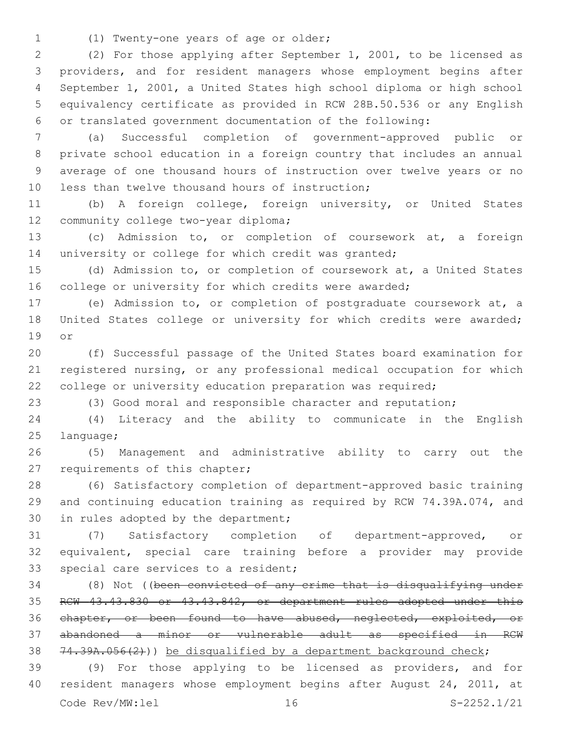(1) Twenty-one years of age or older;

(2) For those applying after September 1, 2001, to be licensed as providers, and for resident managers whose employment begins after September 1, 2001, a United States high school diploma or high school equivalency certificate as provided in RCW 28B.50.536 or any English or translated government documentation of the following:

(a) Successful completion of government-approved public or private school education in a foreign country that includes an annual average of one thousand hours of instruction over twelve years or no less than twelve thousand hours of instruction;

(b) A foreign college, foreign university, or United States community college two-year diploma;

(c) Admission to, or completion of coursework at, a foreign university or college for which credit was granted;

(d) Admission to, or completion of coursework at, a United States college or university for which credits were awarded;

(e) Admission to, or completion of postgraduate coursework at, a United States college or university for which credits were awarded; or

(f) Successful passage of the United States board examination for registered nursing, or any professional medical occupation for which college or university education preparation was required;

(3) Good moral and responsible character and reputation;

(4) Literacy and the ability to communicate in the English language;

(5) Management and administrative ability to carry out the requirements of this chapter;

(6) Satisfactory completion of department-approved basic training and continuing education training as required by RCW 74.39A.074, and in rules adopted by the department;

(7) Satisfactory completion of department-approved, or equivalent, special care training before a provider may provide special care services to a resident;

(8) Not ((~~been convicted of any crime that is disqualifying under RCW 43.43.830 or 43.43.842, or department rules adopted under this chapter, or been found to have abused, neglected, exploited, or abandoned a minor or vulnerable adult as specified in RCW 74.39A.056(2)~~)) <u>be disqualified by a department background check</u>;

(9) For those applying to be licensed as providers, and for resident managers whose employment begins after August 24, 2011, at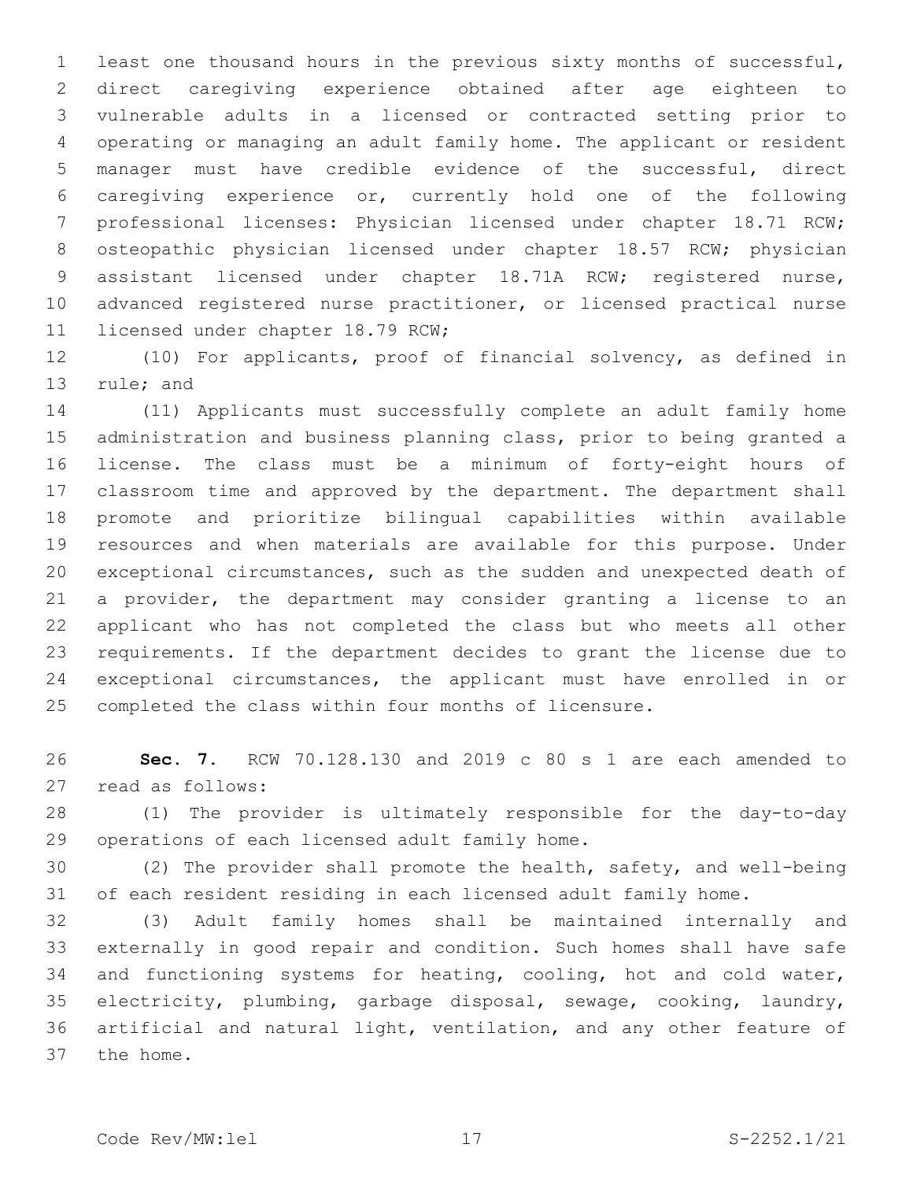least one thousand hours in the previous sixty months of successful, direct caregiving experience obtained after age eighteen to vulnerable adults in a licensed or contracted setting prior to operating or managing an adult family home. The applicant or resident manager must have credible evidence of the successful, direct caregiving experience or, currently hold one of the following professional licenses: Physician licensed under chapter 18.71 RCW; osteopathic physician licensed under chapter 18.57 RCW; physician assistant licensed under chapter 18.71A RCW; registered nurse, advanced registered nurse practitioner, or licensed practical nurse licensed under chapter 18.79 RCW;

(10) For applicants, proof of financial solvency, as defined in rule; and

(11) Applicants must successfully complete an adult family home administration and business planning class, prior to being granted a license. The class must be a minimum of forty-eight hours of classroom time and approved by the department. The department shall promote and prioritize bilingual capabilities within available resources and when materials are available for this purpose. Under exceptional circumstances, such as the sudden and unexpected death of a provider, the department may consider granting a license to an applicant who has not completed the class but who meets all other requirements. If the department decides to grant the license due to exceptional circumstances, the applicant must have enrolled in or completed the class within four months of licensure.

**Sec. 7.** RCW 70.128.130 and 2019 c 80 s 1 are each amended to read as follows:

(1) The provider is ultimately responsible for the day-to-day operations of each licensed adult family home.

(2) The provider shall promote the health, safety, and well-being of each resident residing in each licensed adult family home.

(3) Adult family homes shall be maintained internally and externally in good repair and condition. Such homes shall have safe and functioning systems for heating, cooling, hot and cold water, electricity, plumbing, garbage disposal, sewage, cooking, laundry, artificial and natural light, ventilation, and any other feature of the home.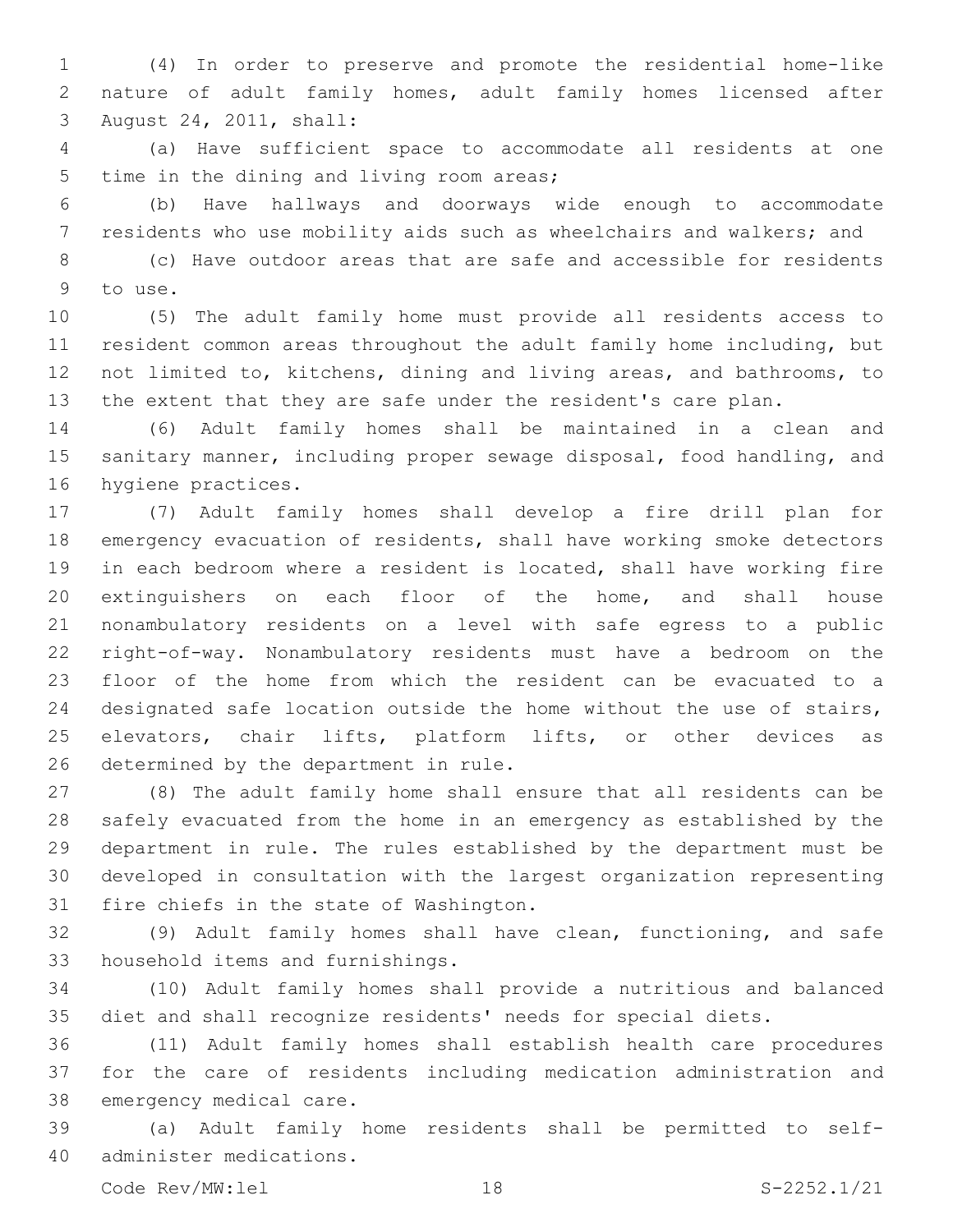(4) In order to preserve and promote the residential home-like nature of adult family homes, adult family homes licensed after August 24, 2011, shall:

(a) Have sufficient space to accommodate all residents at one time in the dining and living room areas;

(b) Have hallways and doorways wide enough to accommodate residents who use mobility aids such as wheelchairs and walkers; and

(c) Have outdoor areas that are safe and accessible for residents to use.

(5) The adult family home must provide all residents access to resident common areas throughout the adult family home including, but not limited to, kitchens, dining and living areas, and bathrooms, to the extent that they are safe under the resident's care plan.

(6) Adult family homes shall be maintained in a clean and sanitary manner, including proper sewage disposal, food handling, and hygiene practices.

(7) Adult family homes shall develop a fire drill plan for emergency evacuation of residents, shall have working smoke detectors in each bedroom where a resident is located, shall have working fire extinguishers on each floor of the home, and shall house nonambulatory residents on a level with safe egress to a public right-of-way. Nonambulatory residents must have a bedroom on the floor of the home from which the resident can be evacuated to a designated safe location outside the home without the use of stairs, elevators, chair lifts, platform lifts, or other devices as determined by the department in rule.

(8) The adult family home shall ensure that all residents can be safely evacuated from the home in an emergency as established by the department in rule. The rules established by the department must be developed in consultation with the largest organization representing fire chiefs in the state of Washington.

(9) Adult family homes shall have clean, functioning, and safe household items and furnishings.

(10) Adult family homes shall provide a nutritious and balanced diet and shall recognize residents' needs for special diets.

(11) Adult family homes shall establish health care procedures for the care of residents including medication administration and emergency medical care.

(a) Adult family home residents shall be permitted to self-administer medications.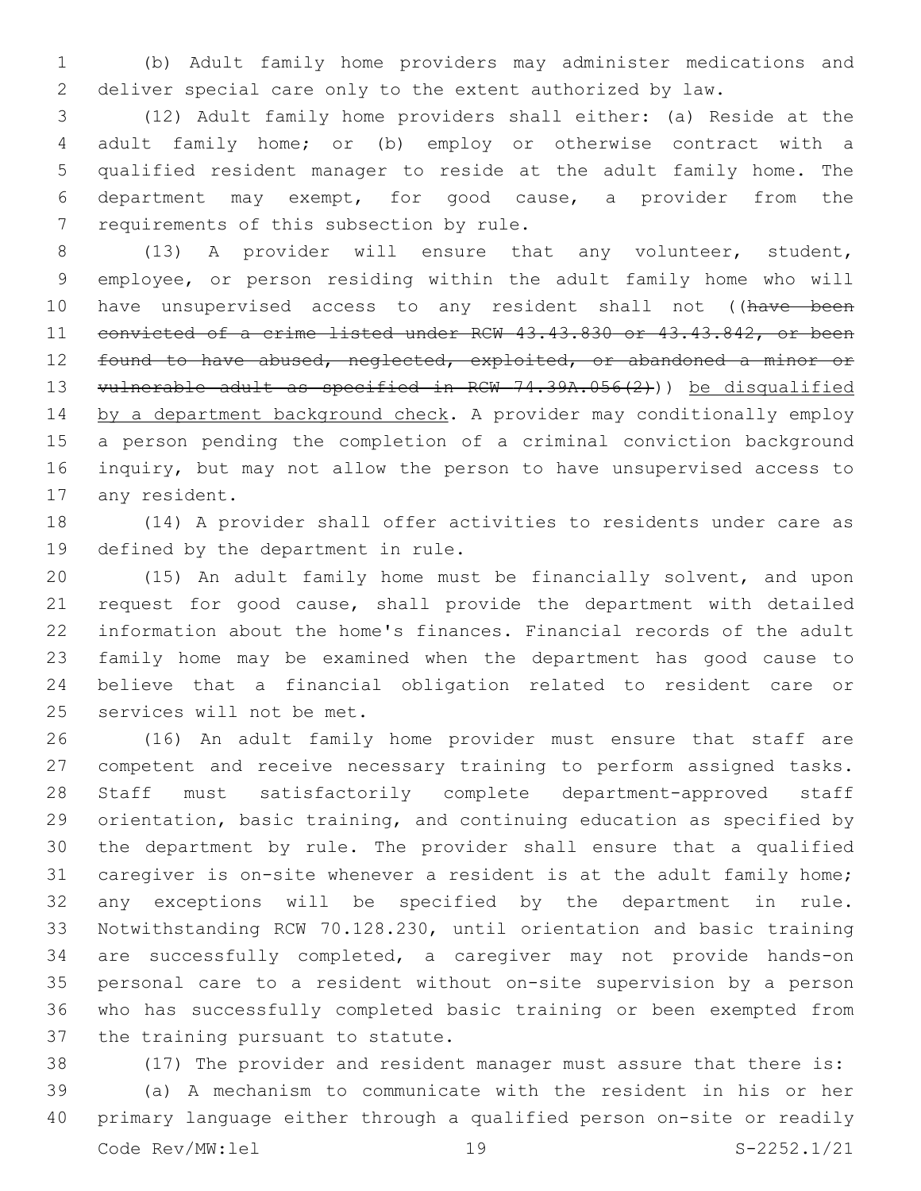(b) Adult family home providers may administer medications and deliver special care only to the extent authorized by law.

(12) Adult family home providers shall either: (a) Reside at the adult family home; or (b) employ or otherwise contract with a qualified resident manager to reside at the adult family home. The department may exempt, for good cause, a provider from the requirements of this subsection by rule.

(13) A provider will ensure that any volunteer, student, employee, or person residing within the adult family home who will have unsupervised access to any resident shall not ((~~have been convicted of a crime listed under RCW 43.43.830 or 43.43.842, or been found to have abused, neglected, exploited, or abandoned a minor or vulnerable adult as specified in RCW 74.39A.056(2)~~)) <u>be disqualified by a department background check</u>. A provider may conditionally employ a person pending the completion of a criminal conviction background inquiry, but may not allow the person to have unsupervised access to any resident.

(14) A provider shall offer activities to residents under care as defined by the department in rule.

(15) An adult family home must be financially solvent, and upon request for good cause, shall provide the department with detailed information about the home's finances. Financial records of the adult family home may be examined when the department has good cause to believe that a financial obligation related to resident care or services will not be met.

(16) An adult family home provider must ensure that staff are competent and receive necessary training to perform assigned tasks. Staff must satisfactorily complete department-approved staff orientation, basic training, and continuing education as specified by the department by rule. The provider shall ensure that a qualified caregiver is on-site whenever a resident is at the adult family home; any exceptions will be specified by the department in rule. Notwithstanding RCW 70.128.230, until orientation and basic training are successfully completed, a caregiver may not provide hands-on personal care to a resident without on-site supervision by a person who has successfully completed basic training or been exempted from the training pursuant to statute.

(17) The provider and resident manager must assure that there is:

(a) A mechanism to communicate with the resident in his or her primary language either through a qualified person on-site or readily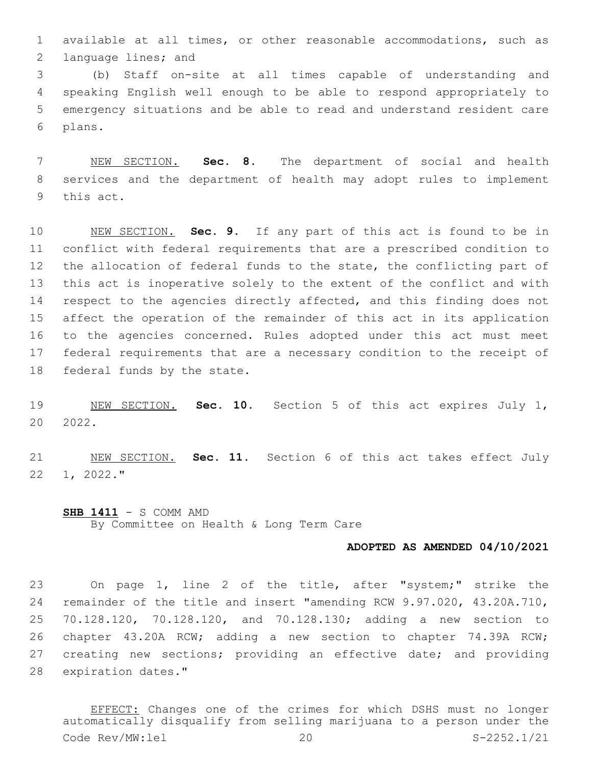available at all times, or other reasonable accommodations, such as language lines; and

(b) Staff on-site at all times capable of understanding and speaking English well enough to be able to respond appropriately to emergency situations and be able to read and understand resident care plans.

NEW SECTION. **Sec. 8.** The department of social and health services and the department of health may adopt rules to implement this act.

NEW SECTION. **Sec. 9.** If any part of this act is found to be in conflict with federal requirements that are a prescribed condition to the allocation of federal funds to the state, the conflicting part of this act is inoperative solely to the extent of the conflict and with respect to the agencies directly affected, and this finding does not affect the operation of the remainder of this act in its application to the agencies concerned. Rules adopted under this act must meet federal requirements that are a necessary condition to the receipt of federal funds by the state.

NEW SECTION. **Sec. 10.** Section 5 of this act expires July 1, 2022.

NEW SECTION. **Sec. 11.** Section 6 of this act takes effect July 1, 2022."

**SHB 1411** - S COMM AMD
By Committee on Health & Long Term Care

**ADOPTED AS AMENDED 04/10/2021**

On page 1, line 2 of the title, after "system;" strike the remainder of the title and insert "amending RCW 9.97.020, 43.20A.710, 70.128.120, 70.128.120, and 70.128.130; adding a new section to chapter 43.20A RCW; adding a new section to chapter 74.39A RCW; creating new sections; providing an effective date; and providing expiration dates."

EFFECT: Changes one of the crimes for which DSHS must no longer automatically disqualify from selling marijuana to a person under the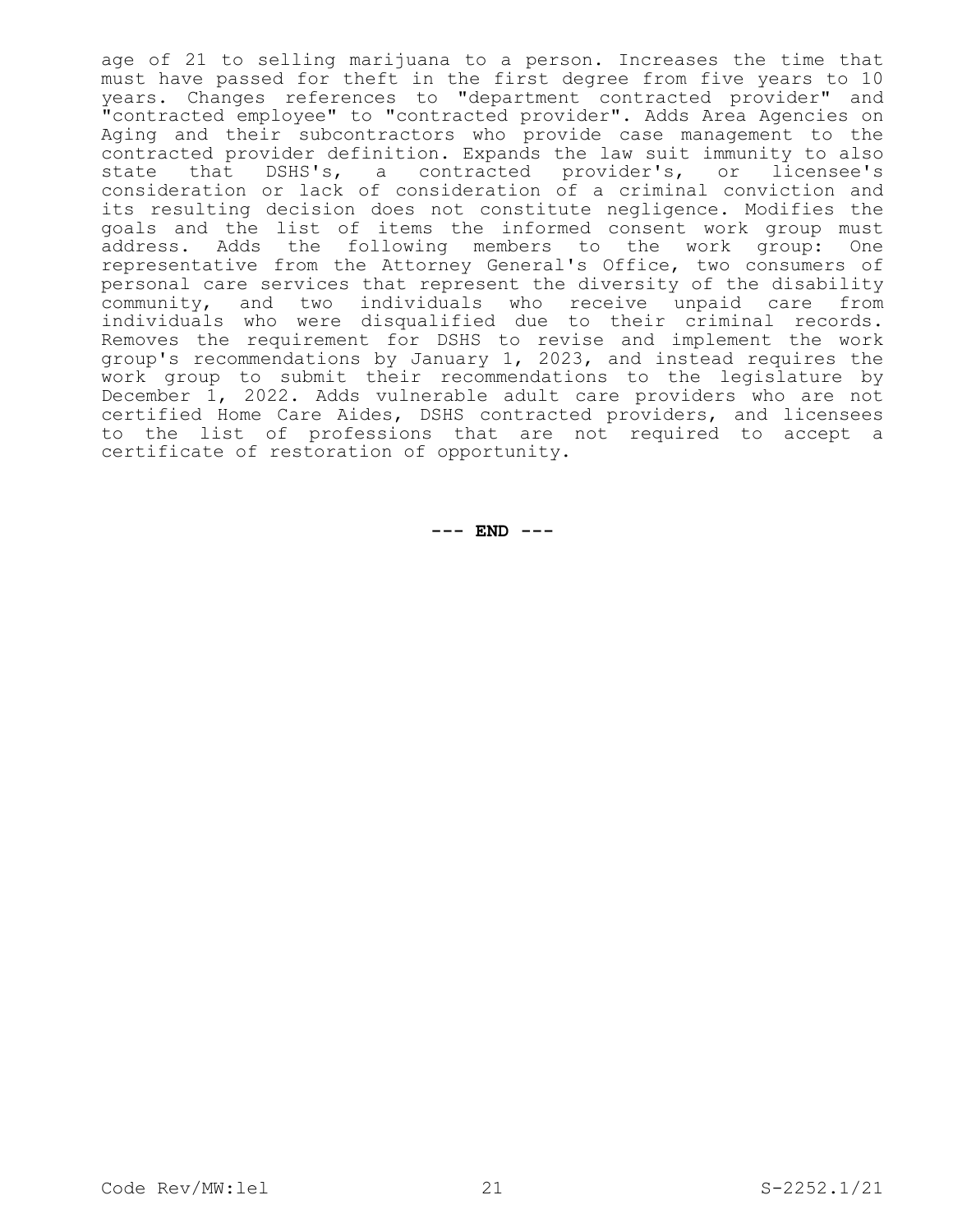age of 21 to selling marijuana to a person. Increases the time that must have passed for theft in the first degree from five years to 10 years. Changes references to "department contracted provider" and "contracted employee" to "contracted provider". Adds Area Agencies on Aging and their subcontractors who provide case management to the contracted provider definition. Expands the law suit immunity to also state that DSHS's, a contracted provider's, or licensee's consideration or lack of consideration of a criminal conviction and its resulting decision does not constitute negligence. Modifies the goals and the list of items the informed consent work group must address. Adds the following members to the work group: One representative from the Attorney General's Office, two consumers of personal care services that represent the diversity of the disability community, and two individuals who receive unpaid care from individuals who were disqualified due to their criminal records. Removes the requirement for DSHS to revise and implement the work group's recommendations by January 1, 2023, and instead requires the work group to submit their recommendations to the legislature by December 1, 2022. Adds vulnerable adult care providers who are not certified Home Care Aides, DSHS contracted providers, and licensees to the list of professions that are not required to accept a certificate of restoration of opportunity.

**--- END ---**

Code Rev/MW:lel S-2252.1/21